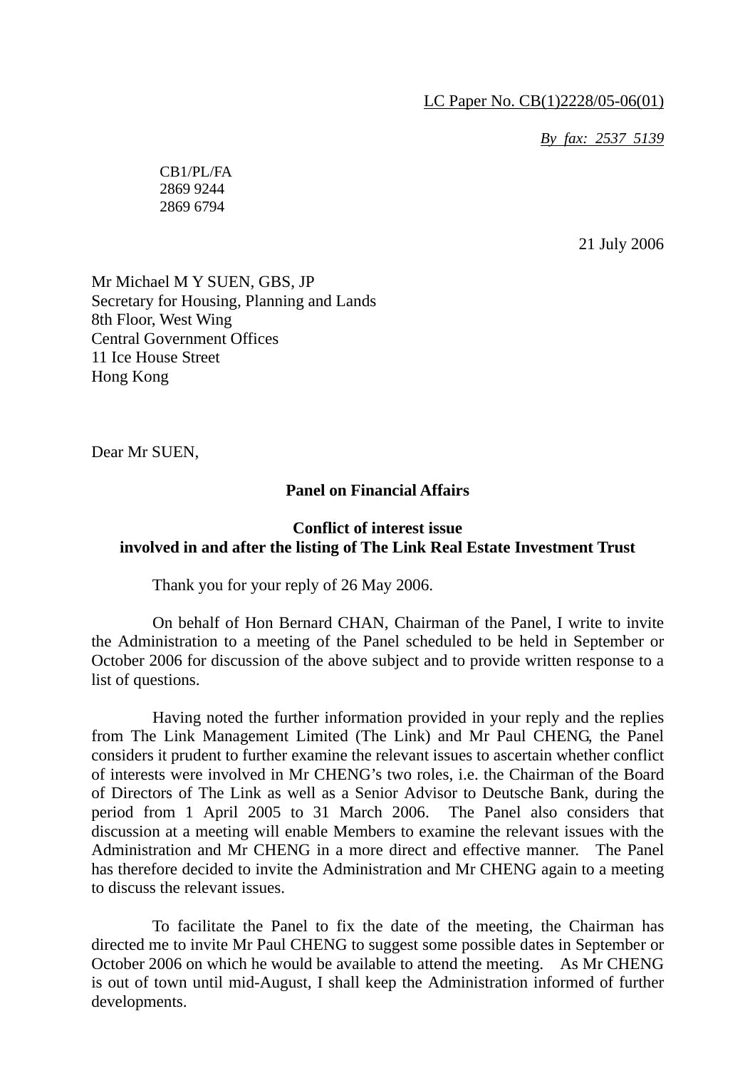LC Paper No. CB(1)2228/05-06(01)

*By fax: 2537 5139*

CB1/PL/FA
2869 9244
2869 6794

21 July 2006

Mr Michael M Y SUEN, GBS, JP
Secretary for Housing, Planning and Lands
8th Floor, West Wing
Central Government Offices
11 Ice House Street
Hong Kong

Dear Mr SUEN,

**Panel on Financial Affairs**

**Conflict of interest issue**
**involved in and after the listing of The Link Real Estate Investment Trust**

Thank you for your reply of 26 May 2006.

On behalf of Hon Bernard CHAN, Chairman of the Panel, I write to invite the Administration to a meeting of the Panel scheduled to be held in September or October 2006 for discussion of the above subject and to provide written response to a list of questions.

Having noted the further information provided in your reply and the replies from The Link Management Limited (The Link) and Mr Paul CHENG, the Panel considers it prudent to further examine the relevant issues to ascertain whether conflict of interests were involved in Mr CHENG's two roles, i.e. the Chairman of the Board of Directors of The Link as well as a Senior Advisor to Deutsche Bank, during the period from 1 April 2005 to 31 March 2006. The Panel also considers that discussion at a meeting will enable Members to examine the relevant issues with the Administration and Mr CHENG in a more direct and effective manner. The Panel has therefore decided to invite the Administration and Mr CHENG again to a meeting to discuss the relevant issues.

To facilitate the Panel to fix the date of the meeting, the Chairman has directed me to invite Mr Paul CHENG to suggest some possible dates in September or October 2006 on which he would be available to attend the meeting. As Mr CHENG is out of town until mid-August, I shall keep the Administration informed of further developments.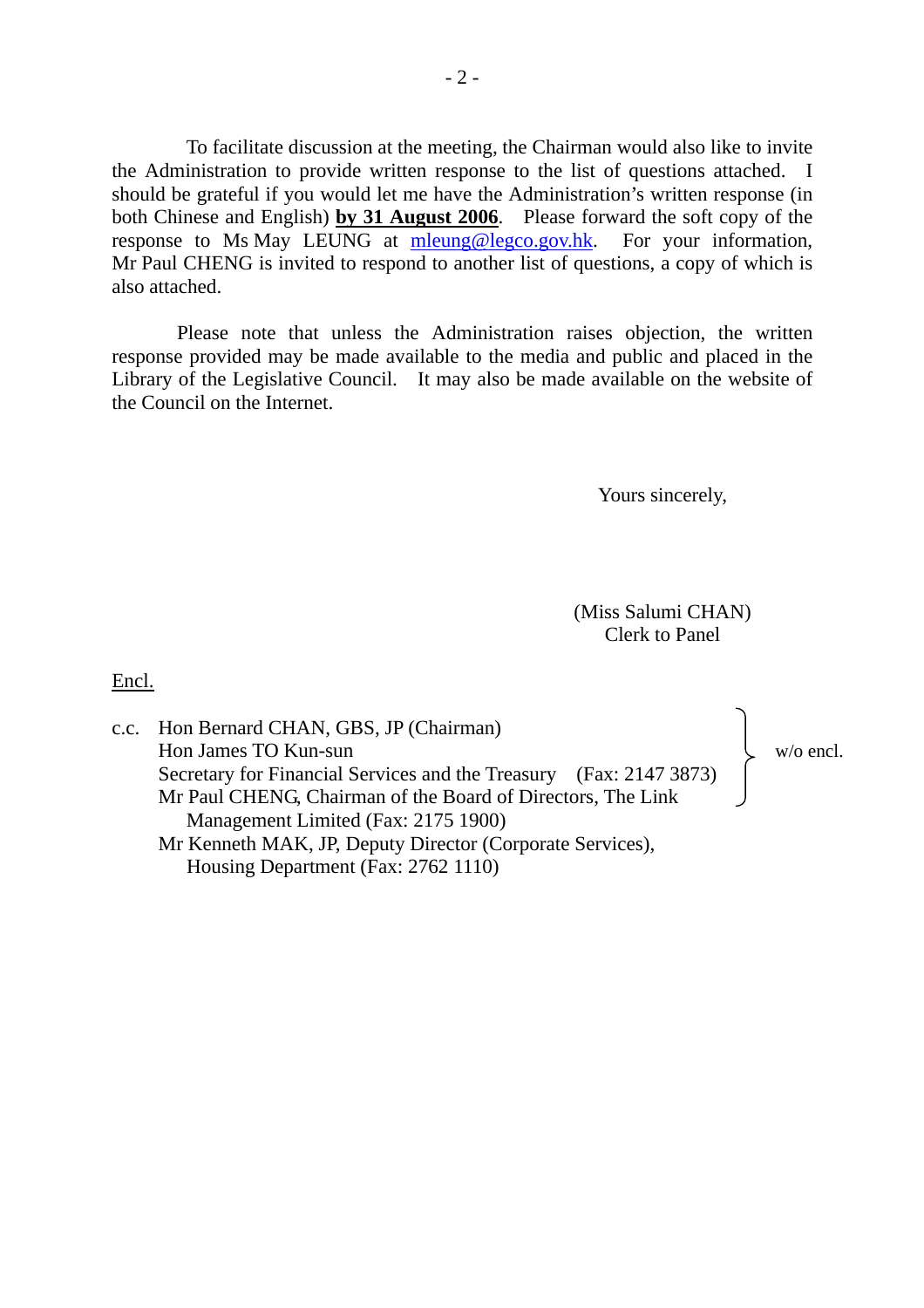To facilitate discussion at the meeting, the Chairman would also like to invite the Administration to provide written response to the list of questions attached. I should be grateful if you would let me have the Administration's written response (in both Chinese and English) **by 31 August 2006**. Please forward the soft copy of the response to Ms May LEUNG at mleung@legco.gov.hk. For your information, Mr Paul CHENG is invited to respond to another list of questions, a copy of which is also attached.

Please note that unless the Administration raises objection, the written response provided may be made available to the media and public and placed in the Library of the Legislative Council. It may also be made available on the website of the Council on the Internet.

Yours sincerely,

(Miss Salumi CHAN)
Clerk to Panel

Encl.

c.c. Hon Bernard CHAN, GBS, JP (Chairman) } w/o encl.
Hon James TO Kun-sun } w/o encl.
Secretary for Financial Services and the Treasury (Fax: 2147 3873) } w/o encl.
Mr Paul CHENG, Chairman of the Board of Directors, The Link Management Limited (Fax: 2175 1900) } w/o encl.
Mr Kenneth MAK, JP, Deputy Director (Corporate Services), Housing Department (Fax: 2762 1110)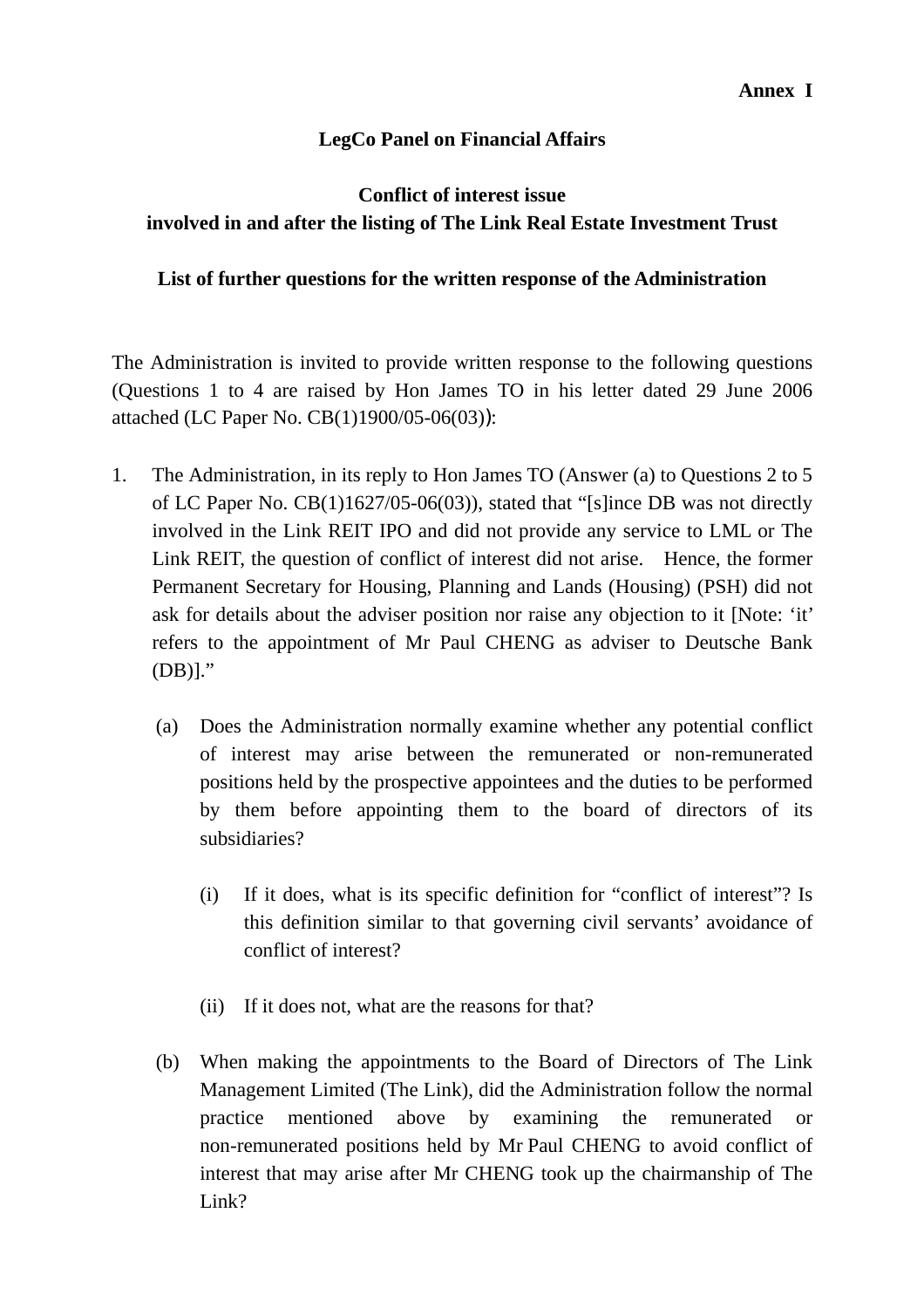**Annex I**

**LegCo Panel on Financial Affairs**

**Conflict of interest issue**
**involved in and after the listing of The Link Real Estate Investment Trust**

**List of further questions for the written response of the Administration**

The Administration is invited to provide written response to the following questions (Questions 1 to 4 are raised by Hon James TO in his letter dated 29 June 2006 attached (LC Paper No. CB(1)1900/05-06(03)):

1. The Administration, in its reply to Hon James TO (Answer (a) to Questions 2 to 5 of LC Paper No. CB(1)1627/05-06(03)), stated that "[s]ince DB was not directly involved in the Link REIT IPO and did not provide any service to LML or The Link REIT, the question of conflict of interest did not arise. Hence, the former Permanent Secretary for Housing, Planning and Lands (Housing) (PSH) did not ask for details about the adviser position nor raise any objection to it [Note: 'it' refers to the appointment of Mr Paul CHENG as adviser to Deutsche Bank (DB)]."

   (a) Does the Administration normally examine whether any potential conflict of interest may arise between the remunerated or non-remunerated positions held by the prospective appointees and the duties to be performed by them before appointing them to the board of directors of its subsidiaries?

      (i) If it does, what is its specific definition for "conflict of interest"? Is this definition similar to that governing civil servants' avoidance of conflict of interest?

      (ii) If it does not, what are the reasons for that?

   (b) When making the appointments to the Board of Directors of The Link Management Limited (The Link), did the Administration follow the normal practice mentioned above by examining the remunerated or non-remunerated positions held by Mr Paul CHENG to avoid conflict of interest that may arise after Mr CHENG took up the chairmanship of The Link?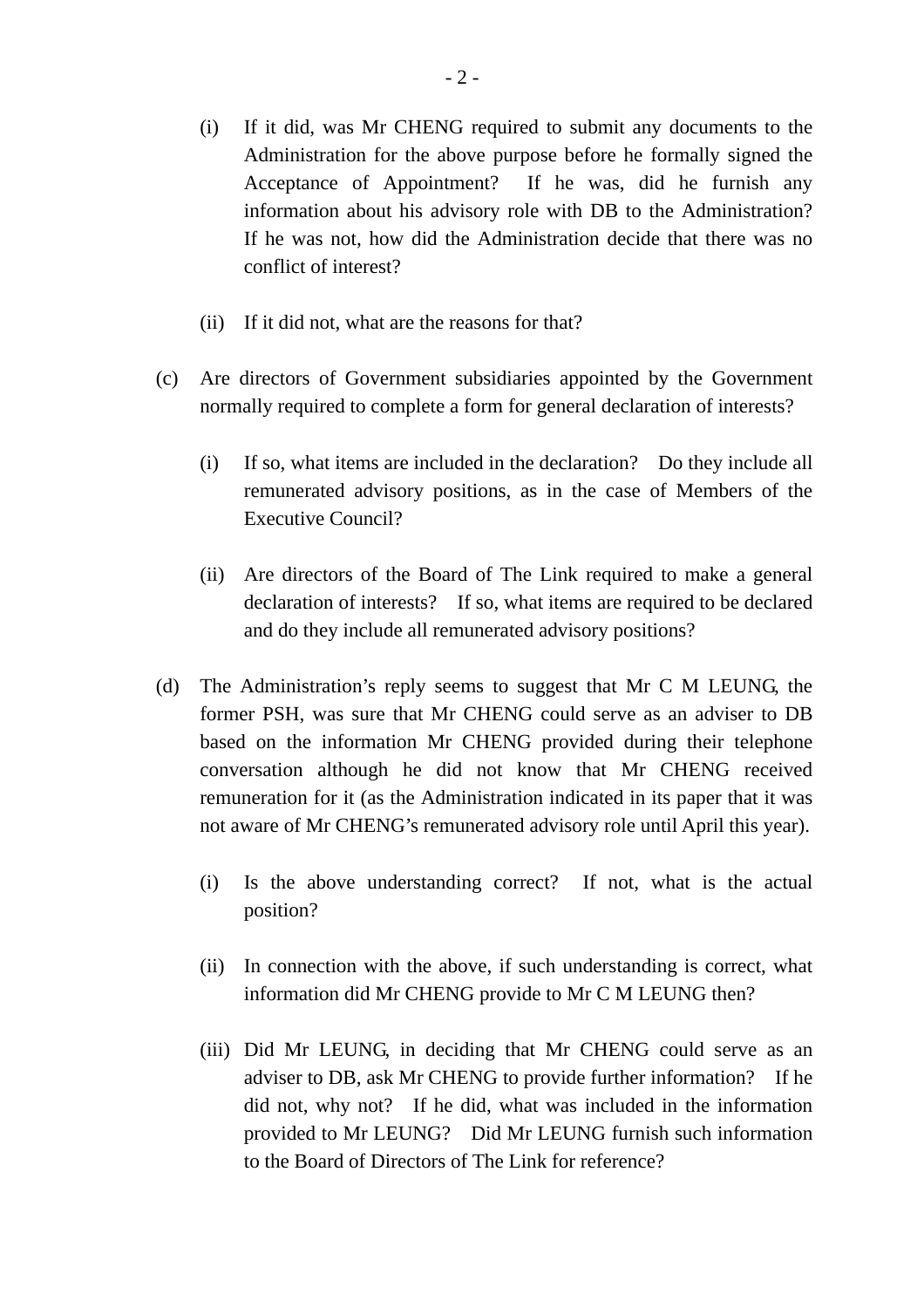(i) If it did, was Mr CHENG required to submit any documents to the Administration for the above purpose before he formally signed the Acceptance of Appointment? If he was, did he furnish any information about his advisory role with DB to the Administration? If he was not, how did the Administration decide that there was no conflict of interest?

(ii) If it did not, what are the reasons for that?

(c) Are directors of Government subsidiaries appointed by the Government normally required to complete a form for general declaration of interests?

(i) If so, what items are included in the declaration? Do they include all remunerated advisory positions, as in the case of Members of the Executive Council?

(ii) Are directors of the Board of The Link required to make a general declaration of interests? If so, what items are required to be declared and do they include all remunerated advisory positions?

(d) The Administration's reply seems to suggest that Mr C M LEUNG, the former PSH, was sure that Mr CHENG could serve as an adviser to DB based on the information Mr CHENG provided during their telephone conversation although he did not know that Mr CHENG received remuneration for it (as the Administration indicated in its paper that it was not aware of Mr CHENG's remunerated advisory role until April this year).

(i) Is the above understanding correct? If not, what is the actual position?

(ii) In connection with the above, if such understanding is correct, what information did Mr CHENG provide to Mr C M LEUNG then?

(iii) Did Mr LEUNG, in deciding that Mr CHENG could serve as an adviser to DB, ask Mr CHENG to provide further information? If he did not, why not? If he did, what was included in the information provided to Mr LEUNG? Did Mr LEUNG furnish such information to the Board of Directors of The Link for reference?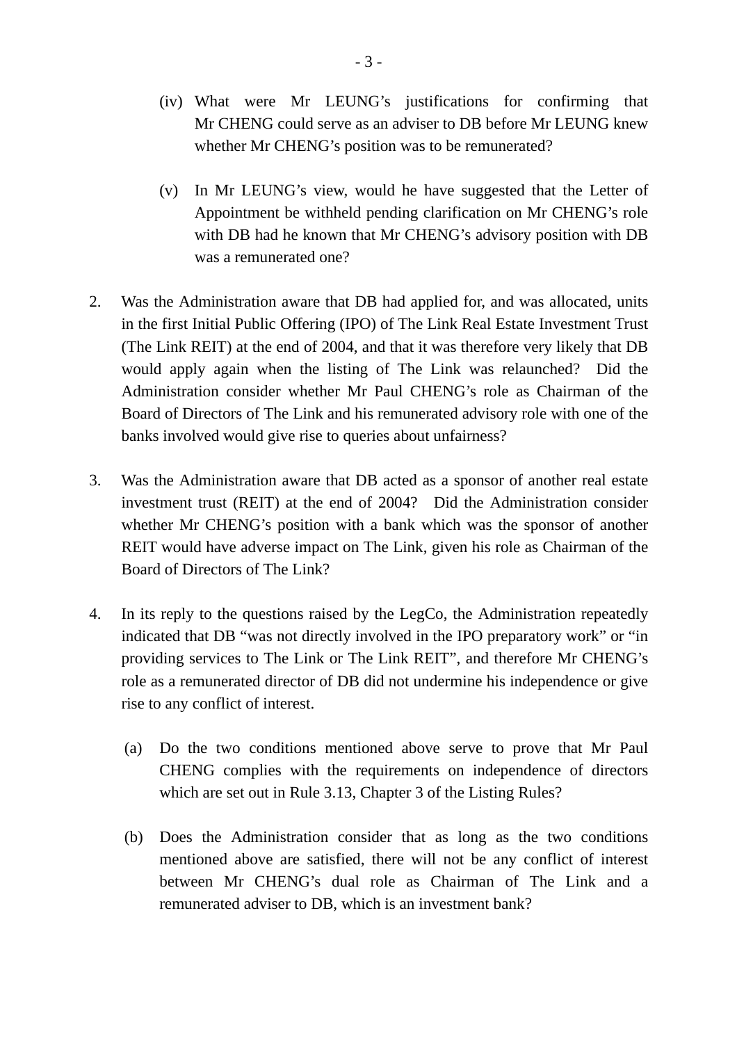(iv) What were Mr LEUNG's justifications for confirming that Mr CHENG could serve as an adviser to DB before Mr LEUNG knew whether Mr CHENG's position was to be remunerated?

(v) In Mr LEUNG's view, would he have suggested that the Letter of Appointment be withheld pending clarification on Mr CHENG's role with DB had he known that Mr CHENG's advisory position with DB was a remunerated one?

2. Was the Administration aware that DB had applied for, and was allocated, units in the first Initial Public Offering (IPO) of The Link Real Estate Investment Trust (The Link REIT) at the end of 2004, and that it was therefore very likely that DB would apply again when the listing of The Link was relaunched? Did the Administration consider whether Mr Paul CHENG's role as Chairman of the Board of Directors of The Link and his remunerated advisory role with one of the banks involved would give rise to queries about unfairness?

3. Was the Administration aware that DB acted as a sponsor of another real estate investment trust (REIT) at the end of 2004? Did the Administration consider whether Mr CHENG's position with a bank which was the sponsor of another REIT would have adverse impact on The Link, given his role as Chairman of the Board of Directors of The Link?

4. In its reply to the questions raised by the LegCo, the Administration repeatedly indicated that DB "was not directly involved in the IPO preparatory work" or "in providing services to The Link or The Link REIT", and therefore Mr CHENG's role as a remunerated director of DB did not undermine his independence or give rise to any conflict of interest.

   (a) Do the two conditions mentioned above serve to prove that Mr Paul CHENG complies with the requirements on independence of directors which are set out in Rule 3.13, Chapter 3 of the Listing Rules?

   (b) Does the Administration consider that as long as the two conditions mentioned above are satisfied, there will not be any conflict of interest between Mr CHENG's dual role as Chairman of The Link and a remunerated adviser to DB, which is an investment bank?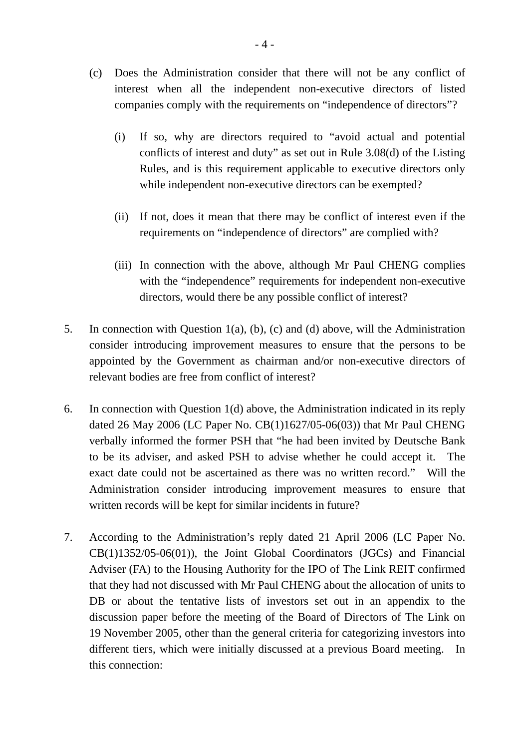(c) Does the Administration consider that there will not be any conflict of interest when all the independent non-executive directors of listed companies comply with the requirements on "independence of directors"?

   (i) If so, why are directors required to "avoid actual and potential conflicts of interest and duty" as set out in Rule 3.08(d) of the Listing Rules, and is this requirement applicable to executive directors only while independent non-executive directors can be exempted?

   (ii) If not, does it mean that there may be conflict of interest even if the requirements on "independence of directors" are complied with?

   (iii) In connection with the above, although Mr Paul CHENG complies with the "independence" requirements for independent non-executive directors, would there be any possible conflict of interest?

5. In connection with Question 1(a), (b), (c) and (d) above, will the Administration consider introducing improvement measures to ensure that the persons to be appointed by the Government as chairman and/or non-executive directors of relevant bodies are free from conflict of interest?

6. In connection with Question 1(d) above, the Administration indicated in its reply dated 26 May 2006 (LC Paper No. CB(1)1627/05-06(03)) that Mr Paul CHENG verbally informed the former PSH that "he had been invited by Deutsche Bank to be its adviser, and asked PSH to advise whether he could accept it. The exact date could not be ascertained as there was no written record." Will the Administration consider introducing improvement measures to ensure that written records will be kept for similar incidents in future?

7. According to the Administration's reply dated 21 April 2006 (LC Paper No. CB(1)1352/05-06(01)), the Joint Global Coordinators (JGCs) and Financial Adviser (FA) to the Housing Authority for the IPO of The Link REIT confirmed that they had not discussed with Mr Paul CHENG about the allocation of units to DB or about the tentative lists of investors set out in an appendix to the discussion paper before the meeting of the Board of Directors of The Link on 19 November 2005, other than the general criteria for categorizing investors into different tiers, which were initially discussed at a previous Board meeting. In this connection: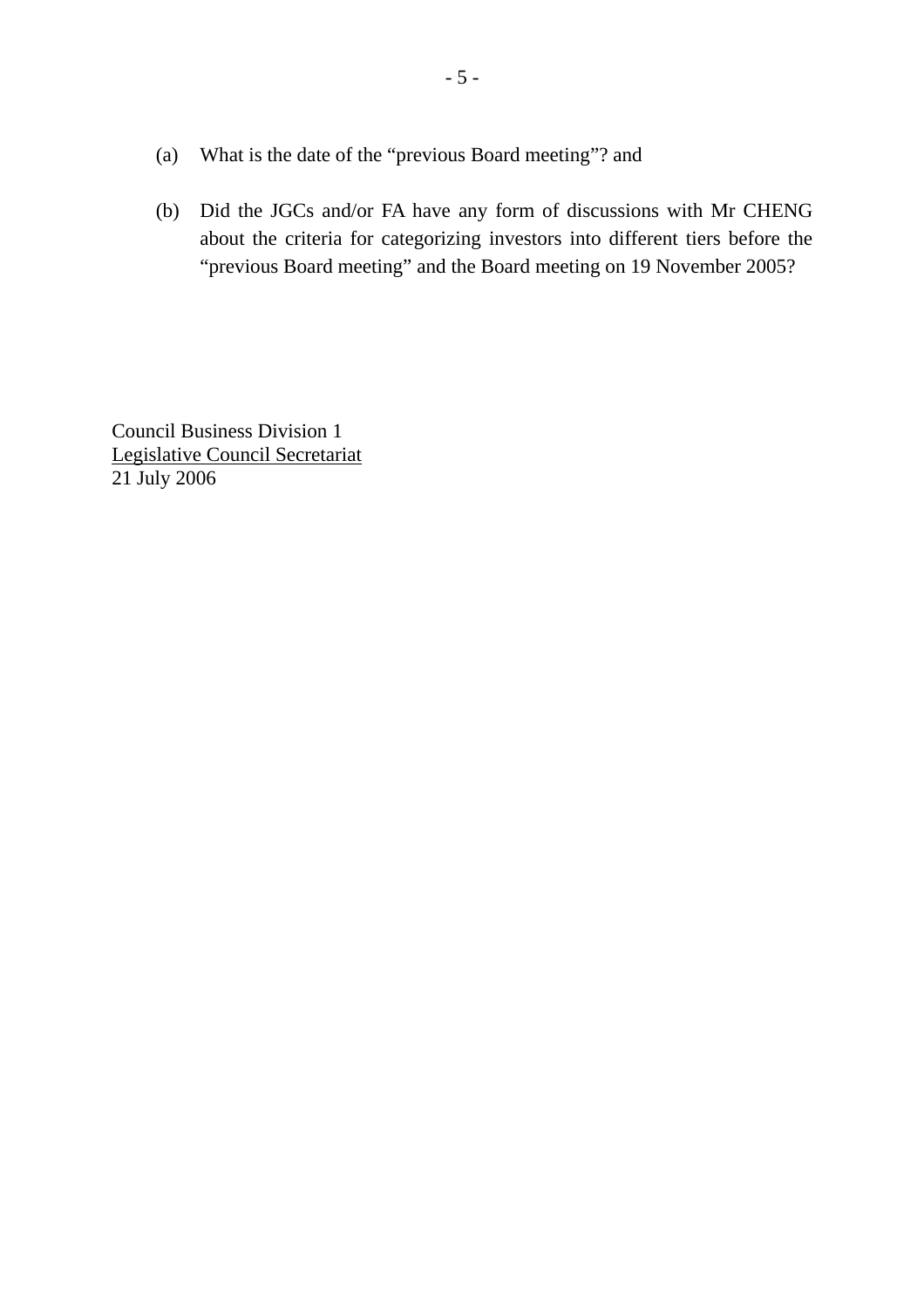(a) What is the date of the “previous Board meeting”? and

(b) Did the JGCs and/or FA have any form of discussions with Mr CHENG about the criteria for categorizing investors into different tiers before the “previous Board meeting” and the Board meeting on 19 November 2005?

Council Business Division 1  
Legislative Council Secretariat  
21 July 2006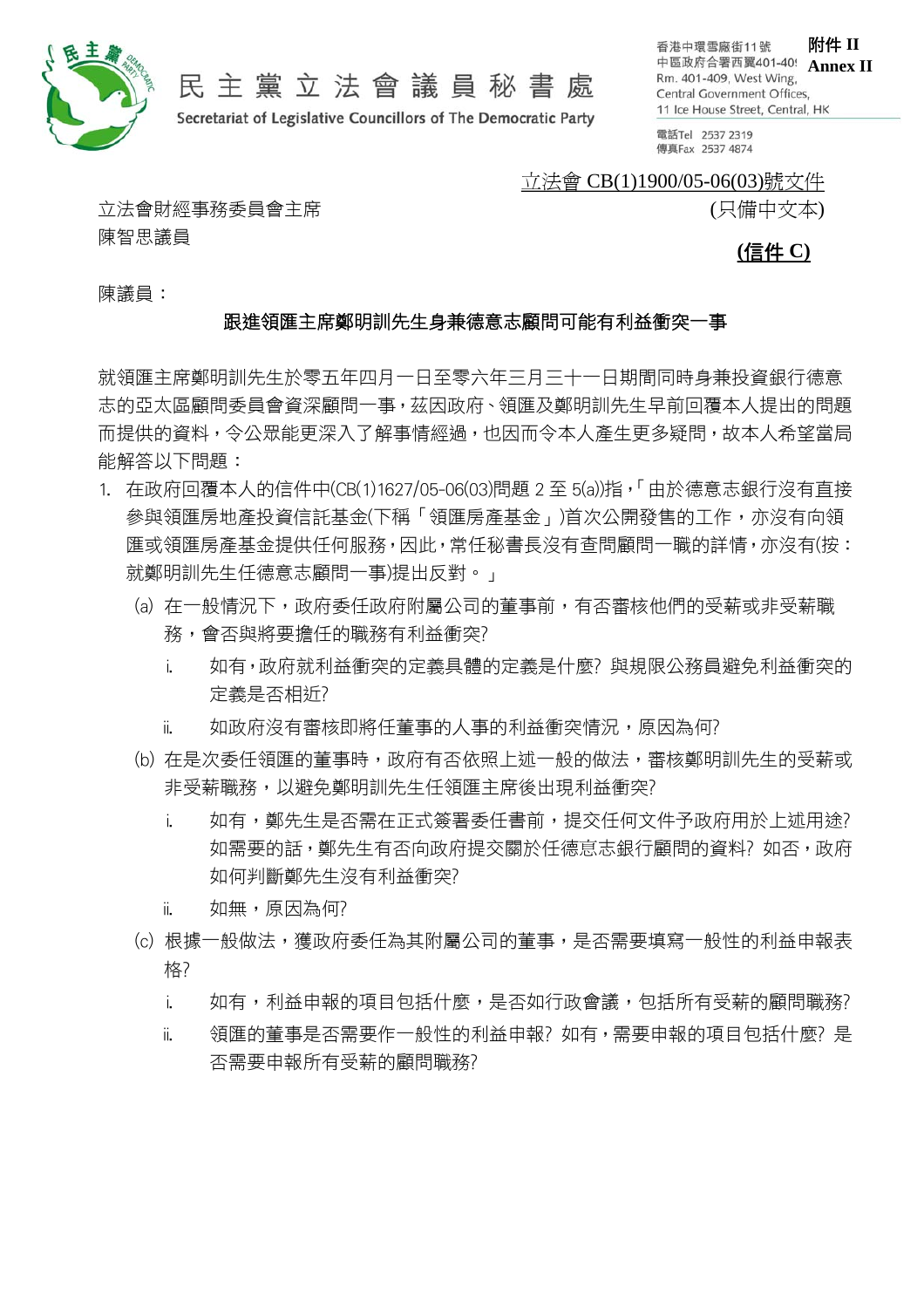民主黨立法會議員秘書處

Secretariat of Legislative Councillors of The Democratic Party

香港中環雪廠街11號
中區政府合署西翼401-409
Rm. 401-409, West Wing,
Central Government Offices,
11 Ice House Street, Central, HK

電話Tel 2537 2319
傳真Fax 2537 4874

**附件 II**
**Annex II**

立法會 CB(1)1900/05-06(03)號文件
(只備中文本)

**(信件 C)**

立法會財經事務委員會主席
陳智思議員

陳議員：

**跟進領匯主席鄭明訓先生身兼德意志顧問可能有利益衝突一事**

就領匯主席鄭明訓先生於零五年四月一日至零六年三月三十一日期間同時身兼投資銀行德意志的亞太區顧問委員會資深顧問一事，茲因政府、領匯及鄭明訓先生早前回覆本人提出的問題而提供的資料，令公眾能更深入了解事情經過，也因而令本人產生更多疑問，故本人希望當局能解答以下問題：

1. 在政府回覆本人的信件中(CB(1)1627/05-06(03)問題 2 至 5(a))指，「由於德意志銀行沒有直接參與領匯房地產投資信託基金(下稱「領匯房產基金」)首次公開發售的工作，亦沒有向領匯或領匯房產基金提供任何服務，因此，常任秘書長沒有查問顧問一職的詳情，亦沒有(按：就鄭明訓先生任德意志顧問一事)提出反對。」
   (a) 在一般情況下，政府委任政府附屬公司的董事前，有否審核他們的受薪或非受薪職務，會否與將要擔任的職務有利益衝突?
      i. 如有，政府就利益衝突的定義具體的定義是什麼? 與規限公務員避免利益衝突的定義是否相近?
      ii. 如政府沒有審核即將任董事的人事的利益衝突情況，原因為何?
   (b) 在是次委任領匯的董事時，政府有否依照上述一般的做法，審核鄭明訓先生的受薪或非受薪職務，以避免鄭明訓先生任領匯主席後出現利益衝突?
      i. 如有，鄭先生是否需在正式簽署委任書前，提交任何文件予政府用於上述用途? 如需要的話，鄭先生有否向政府提交關於任德意志銀行顧問的資料? 如否，政府如何判斷鄭先生沒有利益衝突?
      ii. 如無，原因為何?
   (c) 根據一般做法，獲政府委任為其附屬公司的董事，是否需要填寫一般性的利益申報表格?
      i. 如有，利益申報的項目包括什麼，是否如行政會議，包括所有受薪的顧問職務?
      ii. 領匯的董事是否需要作一般性的利益申報? 如有，需要申報的項目包括什麼? 是否需要申報所有受薪的顧問職務?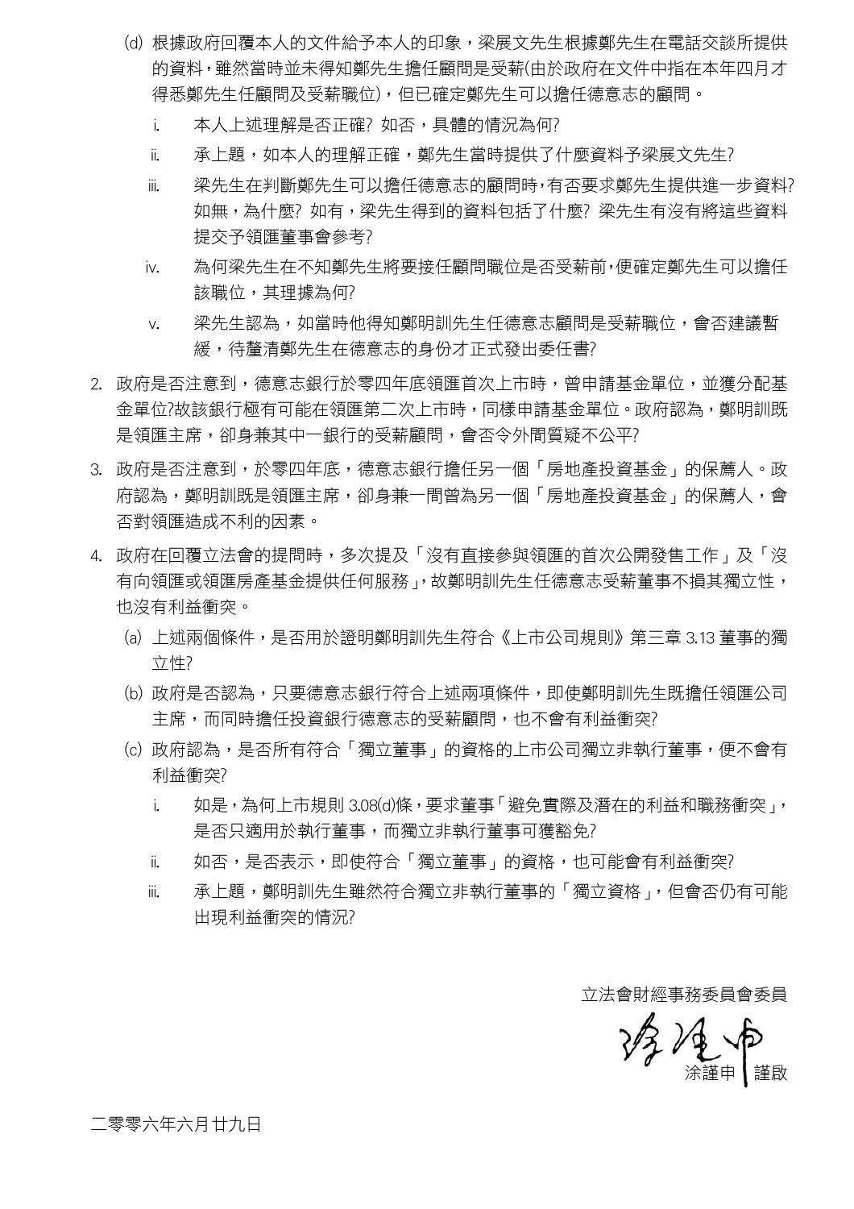(d) 根據政府回覆本人的文件給予本人的印象，梁展文先生根據鄭先生在電話交談所提供的資料，雖然當時並未得知鄭先生擔任顧問是受薪(由於政府在文件中指在本年四月才得悉鄭先生任顧問及受薪職位)，但已確定鄭先生可以擔任德意志的顧問。

   i. 本人上述理解是否正確? 如否，具體的情況為何?

   ii. 承上題，如本人的理解正確，鄭先生當時提供了什麼資料予梁展文先生?

   iii. 梁先生在判斷鄭先生可以擔任德意志的顧問時，有否要求鄭先生提供進一步資料? 如無，為什麼? 如有，梁先生得到的資料包括了什麼? 梁先生有沒有將這些資料提交予領匯董事會參考?

   iv. 為何梁先生在不知鄭先生將要接任顧問職位是否受薪前，便確定鄭先生可以擔任該職位，其理據為何?

   v. 梁先生認為，如當時他得知鄭明訓先生任德意志顧問是受薪職位，會否建議暫緩，待釐清鄭先生在德意志的身份才正式發出委任書?

2. 政府是否注意到，德意志銀行於零四年底領匯首次上市時，曾申請基金單位，並獲分配基金單位?故該銀行極有可能在領匯第二次上市時，同樣申請基金單位。政府認為，鄭明訓既是領匯主席，卻身兼其中一銀行的受薪顧問，會否令外間質疑不公平?

3. 政府是否注意到，於零四年底，德意志銀行擔任另一個「房地產投資基金」的保薦人。政府認為，鄭明訓既是領匯主席，卻身兼一間曾為另一個「房地產投資基金」的保薦人，會否對領匯造成不利的因素。

4. 政府在回覆立法會的提問時，多次提及「沒有直接參與領匯的首次公開發售工作」及「沒有向領匯或領匯房產基金提供任何服務」，故鄭明訓先生任德意志受薪董事不損其獨立性，也沒有利益衝突。

   (a) 上述兩個條件，是否用於證明鄭明訓先生符合《上市公司規則》第三章 3.13 董事的獨立性?

   (b) 政府是否認為，只要德意志銀行符合上述兩項條件，即使鄭明訓先生既擔任領匯公司主席，而同時擔任投資銀行德意志的受薪顧問，也不會有利益衝突?

   (c) 政府認為，是否所有符合「獨立董事」的資格的上市公司獨立非執行董事，便不會有利益衝突?

      i. 如是，為何上市規則 3.08(d)條，要求董事「避免實際及潛在的利益和職務衝突」，是否只適用於執行董事，而獨立非執行董事可獲豁免?

      ii. 如否，是否表示，即使符合「獨立董事」的資格，也可能會有利益衝突?

      iii. 承上題，鄭明訓先生雖然符合獨立非執行董事的「獨立資格」，但會否仍有可能出現利益衝突的情況?

立法會財經事務委員會委員

涂謹申 謹啟

二零零六年六月廿九日